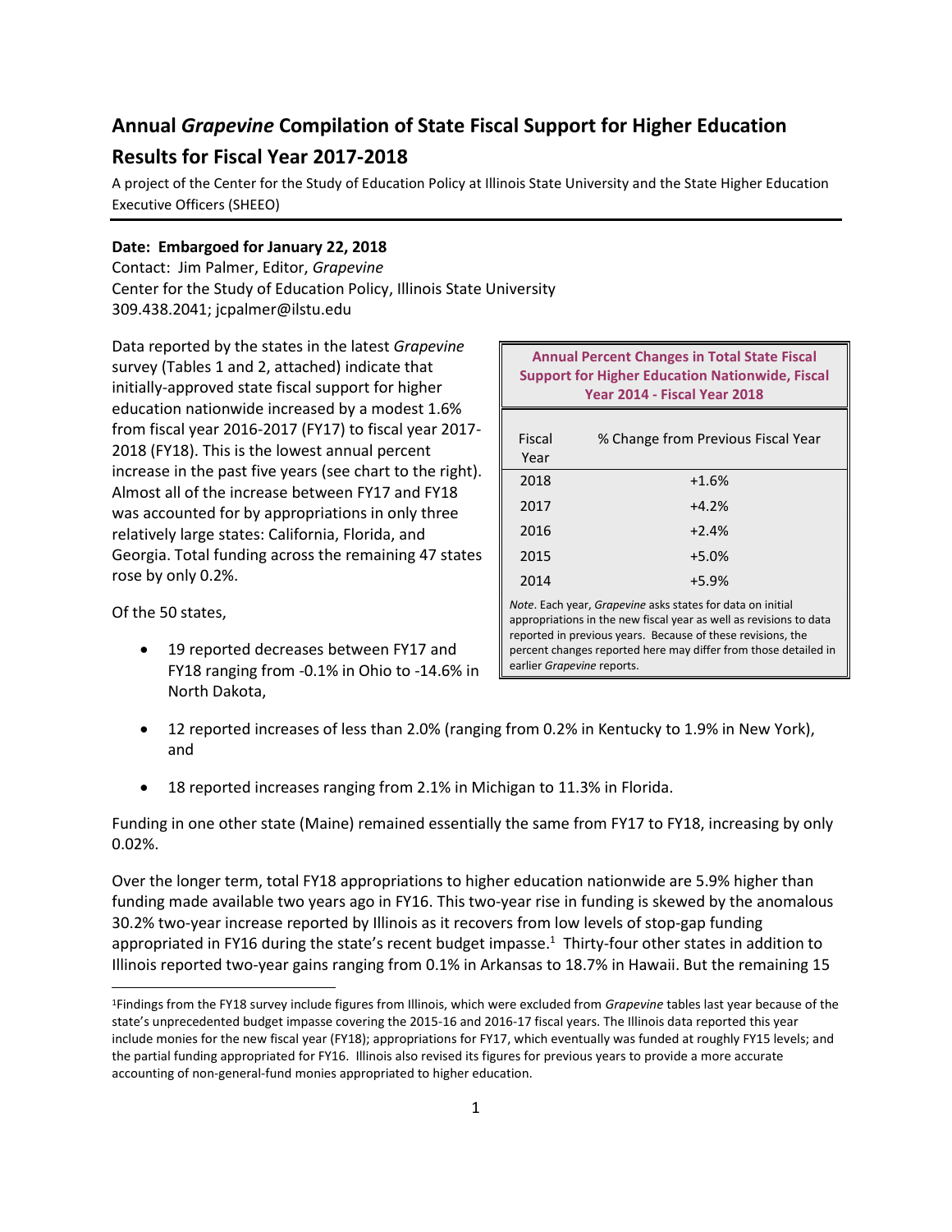# Annual *Grapevine* Compilation of State Fiscal Support for Higher Education

# Results for Fiscal Year 2017-2018

A project of the Center for the Study of Education Policy at Illinois State University and the State Higher Education Executive Officers (SHEEO)

**Date: Embargoed for January 22, 2018**
Contact: Jim Palmer, Editor, *Grapevine*
Center for the Study of Education Policy, Illinois State University
309.438.2041; jcpalmer@ilstu.edu

Data reported by the states in the latest *Grapevine* survey (Tables 1 and 2, attached) indicate that initially-approved state fiscal support for higher education nationwide increased by a modest 1.6% from fiscal year 2016-2017 (FY17) to fiscal year 2017-2018 (FY18). This is the lowest annual percent increase in the past five years (see chart to the right). Almost all of the increase between FY17 and FY18 was accounted for by appropriations in only three relatively large states: California, Florida, and Georgia. Total funding across the remaining 47 states rose by only 0.2%.

**Annual Percent Changes in Total State Fiscal Support for Higher Education Nationwide, Fiscal Year 2014 - Fiscal Year 2018**

| Fiscal Year | % Change from Previous Fiscal Year |
|---|---|
| 2018 | +1.6% |
| 2017 | +4.2% |
| 2016 | +2.4% |
| 2015 | +5.0% |
| 2014 | +5.9% |

*Note*. Each year, *Grapevine* asks states for data on initial appropriations in the new fiscal year as well as revisions to data reported in previous years. Because of these revisions, the percent changes reported here may differ from those detailed in earlier *Grapevine* reports.

Of the 50 states,

- 19 reported decreases between FY17 and FY18 ranging from -0.1% in Ohio to -14.6% in North Dakota,
- 12 reported increases of less than 2.0% (ranging from 0.2% in Kentucky to 1.9% in New York), and
- 18 reported increases ranging from 2.1% in Michigan to 11.3% in Florida.

Funding in one other state (Maine) remained essentially the same from FY17 to FY18, increasing by only 0.02%.

Over the longer term, total FY18 appropriations to higher education nationwide are 5.9% higher than funding made available two years ago in FY16. This two-year rise in funding is skewed by the anomalous 30.2% two-year increase reported by Illinois as it recovers from low levels of stop-gap funding appropriated in FY16 during the state's recent budget impasse.[1] Thirty-four other states in addition to Illinois reported two-year gains ranging from 0.1% in Arkansas to 18.7% in Hawaii. But the remaining 15

[1]Findings from the FY18 survey include figures from Illinois, which were excluded from *Grapevine* tables last year because of the state's unprecedented budget impasse covering the 2015-16 and 2016-17 fiscal years. The Illinois data reported this year include monies for the new fiscal year (FY18); appropriations for FY17, which eventually was funded at roughly FY15 levels; and the partial funding appropriated for FY16. Illinois also revised its figures for previous years to provide a more accurate accounting of non-general-fund monies appropriated to higher education.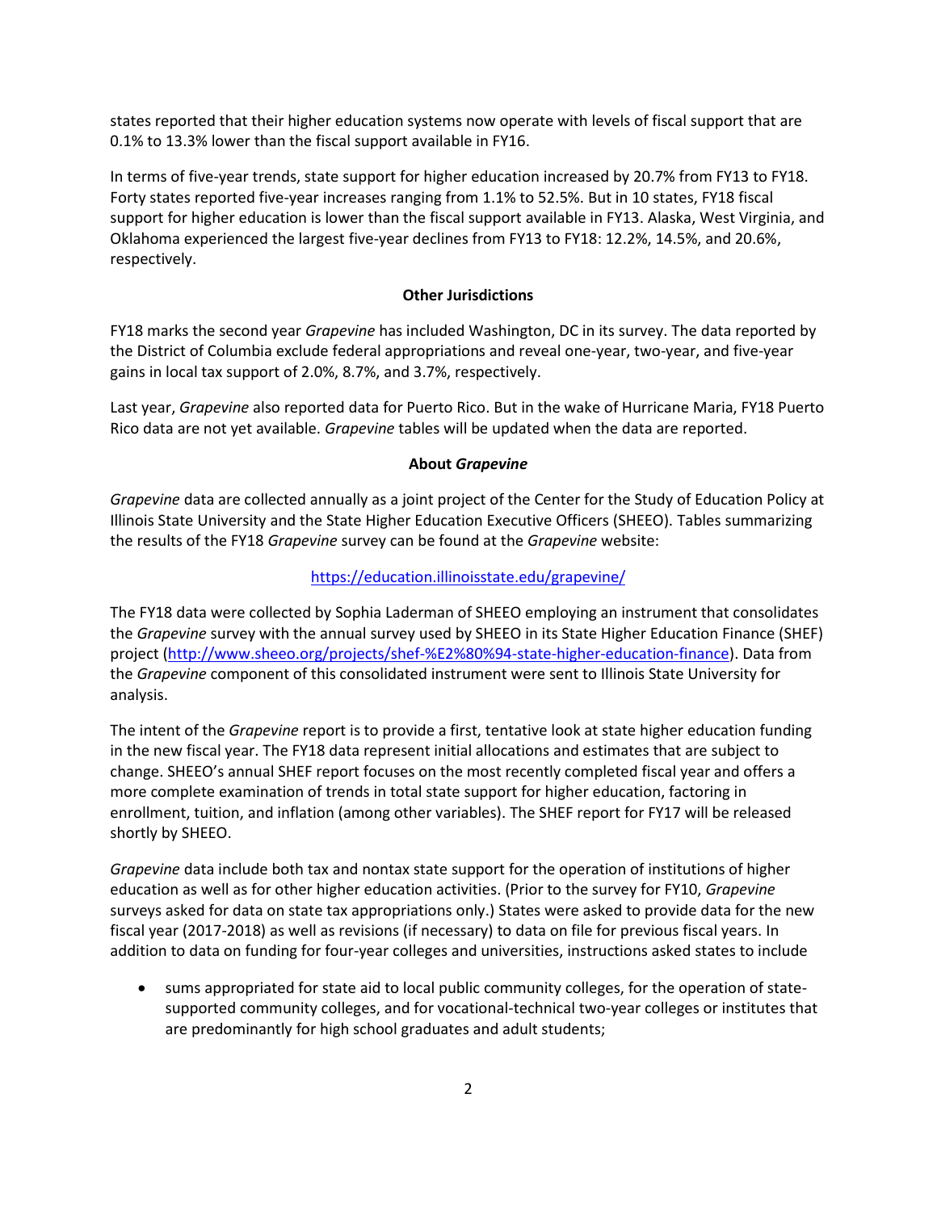states reported that their higher education systems now operate with levels of fiscal support that are 0.1% to 13.3% lower than the fiscal support available in FY16.

In terms of five-year trends, state support for higher education increased by 20.7% from FY13 to FY18. Forty states reported five-year increases ranging from 1.1% to 52.5%. But in 10 states, FY18 fiscal support for higher education is lower than the fiscal support available in FY13. Alaska, West Virginia, and Oklahoma experienced the largest five-year declines from FY13 to FY18: 12.2%, 14.5%, and 20.6%, respectively.

**Other Jurisdictions**

FY18 marks the second year *Grapevine* has included Washington, DC in its survey. The data reported by the District of Columbia exclude federal appropriations and reveal one-year, two-year, and five-year gains in local tax support of 2.0%, 8.7%, and 3.7%, respectively.

Last year, *Grapevine* also reported data for Puerto Rico. But in the wake of Hurricane Maria, FY18 Puerto Rico data are not yet available. *Grapevine* tables will be updated when the data are reported.

**About *Grapevine***

*Grapevine* data are collected annually as a joint project of the Center for the Study of Education Policy at Illinois State University and the State Higher Education Executive Officers (SHEEO). Tables summarizing the results of the FY18 *Grapevine* survey can be found at the *Grapevine* website:

https://education.illinoisstate.edu/grapevine/

The FY18 data were collected by Sophia Laderman of SHEEO employing an instrument that consolidates the *Grapevine* survey with the annual survey used by SHEEO in its State Higher Education Finance (SHEF) project (http://www.sheeo.org/projects/shef-%E2%80%94-state-higher-education-finance). Data from the *Grapevine* component of this consolidated instrument were sent to Illinois State University for analysis.

The intent of the *Grapevine* report is to provide a first, tentative look at state higher education funding in the new fiscal year. The FY18 data represent initial allocations and estimates that are subject to change. SHEEO's annual SHEF report focuses on the most recently completed fiscal year and offers a more complete examination of trends in total state support for higher education, factoring in enrollment, tuition, and inflation (among other variables). The SHEF report for FY17 will be released shortly by SHEEO.

*Grapevine* data include both tax and nontax state support for the operation of institutions of higher education as well as for other higher education activities. (Prior to the survey for FY10, *Grapevine* surveys asked for data on state tax appropriations only.) States were asked to provide data for the new fiscal year (2017-2018) as well as revisions (if necessary) to data on file for previous fiscal years. In addition to data on funding for four-year colleges and universities, instructions asked states to include

- sums appropriated for state aid to local public community colleges, for the operation of state-supported community colleges, and for vocational-technical two-year colleges or institutes that are predominantly for high school graduates and adult students;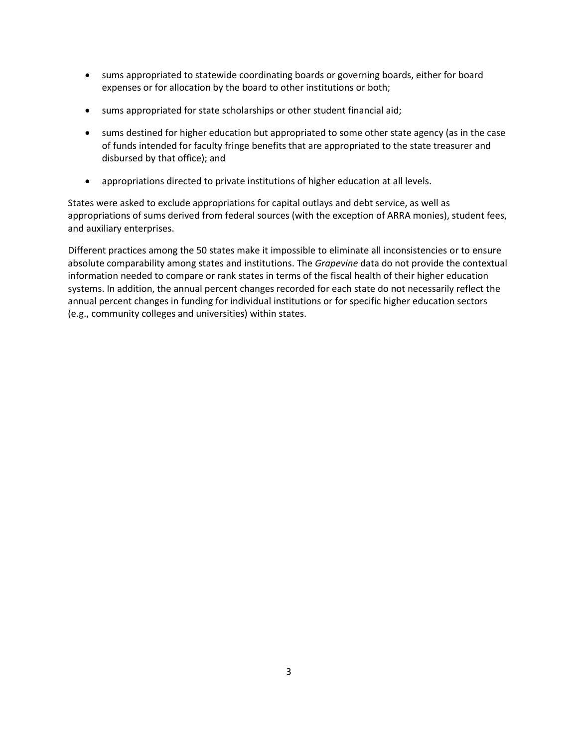- sums appropriated to statewide coordinating boards or governing boards, either for board expenses or for allocation by the board to other institutions or both;
- sums appropriated for state scholarships or other student financial aid;
- sums destined for higher education but appropriated to some other state agency (as in the case of funds intended for faculty fringe benefits that are appropriated to the state treasurer and disbursed by that office); and
- appropriations directed to private institutions of higher education at all levels.

States were asked to exclude appropriations for capital outlays and debt service, as well as appropriations of sums derived from federal sources (with the exception of ARRA monies), student fees, and auxiliary enterprises.

Different practices among the 50 states make it impossible to eliminate all inconsistencies or to ensure absolute comparability among states and institutions. The *Grapevine* data do not provide the contextual information needed to compare or rank states in terms of the fiscal health of their higher education systems. In addition, the annual percent changes recorded for each state do not necessarily reflect the annual percent changes in funding for individual institutions or for specific higher education sectors (e.g., community colleges and universities) within states.